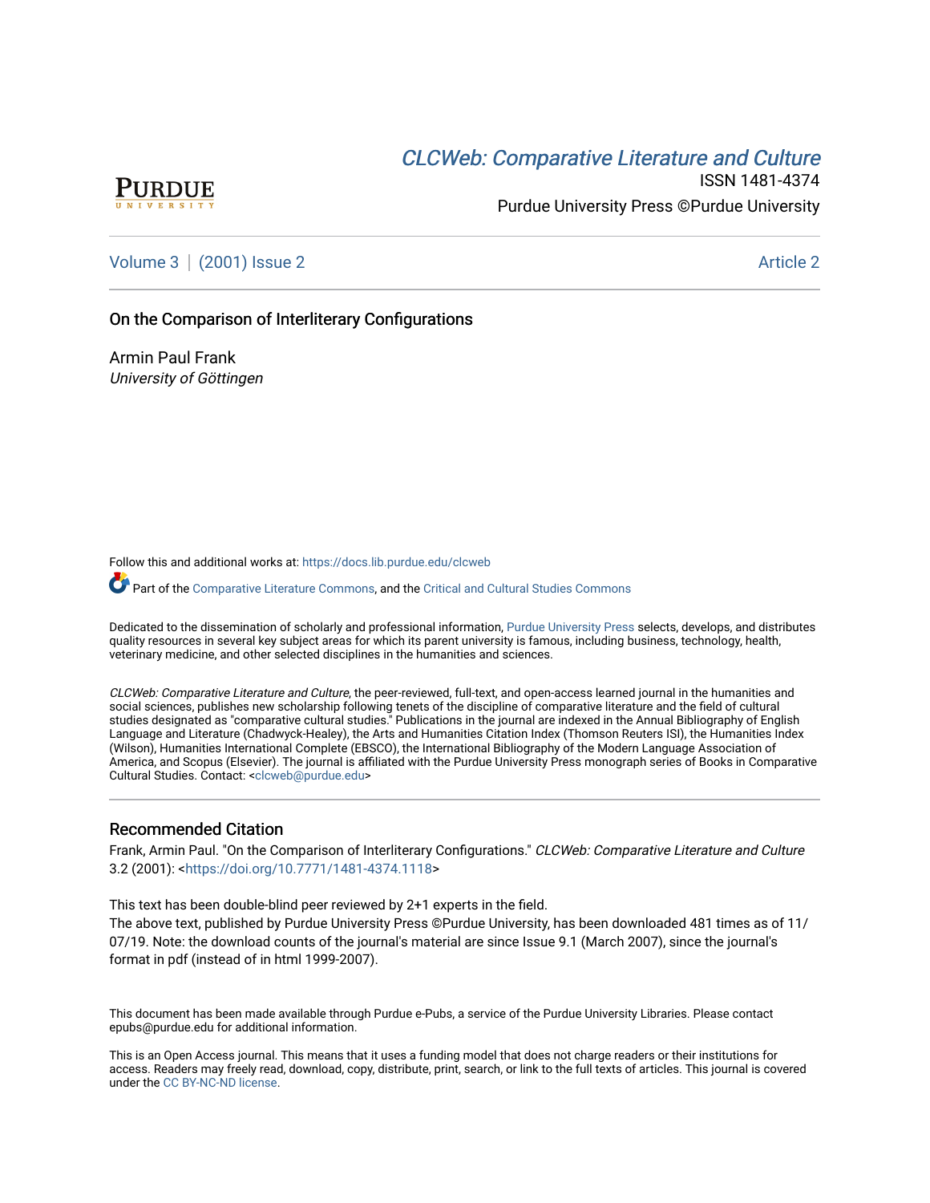CLCWeb: Comparative Literature and Culture

ISSN 1481-4374

Purdue University Press ©Purdue University

Volume 3 | (2001) Issue 2 Article 2

# On the Comparison of Interliterary Configurations

Armin Paul Frank
*University of Göttingen*

Follow this and additional works at: https://docs.lib.purdue.edu/clcweb

Part of the Comparative Literature Commons, and the Critical and Cultural Studies Commons

Dedicated to the dissemination of scholarly and professional information, Purdue University Press selects, develops, and distributes quality resources in several key subject areas for which its parent university is famous, including business, technology, health, veterinary medicine, and other selected disciplines in the humanities and sciences.

*CLCWeb: Comparative Literature and Culture*, the peer-reviewed, full-text, and open-access learned journal in the humanities and social sciences, publishes new scholarship following tenets of the discipline of comparative literature and the field of cultural studies designated as "comparative cultural studies." Publications in the journal are indexed in the Annual Bibliography of English Language and Literature (Chadwyck-Healey), the Arts and Humanities Citation Index (Thomson Reuters ISI), the Humanities Index (Wilson), Humanities International Complete (EBSCO), the International Bibliography of the Modern Language Association of America, and Scopus (Elsevier). The journal is affiliated with the Purdue University Press monograph series of Books in Comparative Cultural Studies. Contact: <clcweb@purdue.edu>

## Recommended Citation

Frank, Armin Paul. "On the Comparison of Interliterary Configurations." *CLCWeb: Comparative Literature and Culture* 3.2 (2001): <https://doi.org/10.7771/1481-4374.1118>

This text has been double-blind peer reviewed by 2+1 experts in the field.
The above text, published by Purdue University Press ©Purdue University, has been downloaded 481 times as of 11/07/19. Note: the download counts of the journal's material are since Issue 9.1 (March 2007), since the journal's format in pdf (instead of in html 1999-2007).

This document has been made available through Purdue e-Pubs, a service of the Purdue University Libraries. Please contact epubs@purdue.edu for additional information.

This is an Open Access journal. This means that it uses a funding model that does not charge readers or their institutions for access. Readers may freely read, download, copy, distribute, print, search, or link to the full texts of articles. This journal is covered under the CC BY-NC-ND license.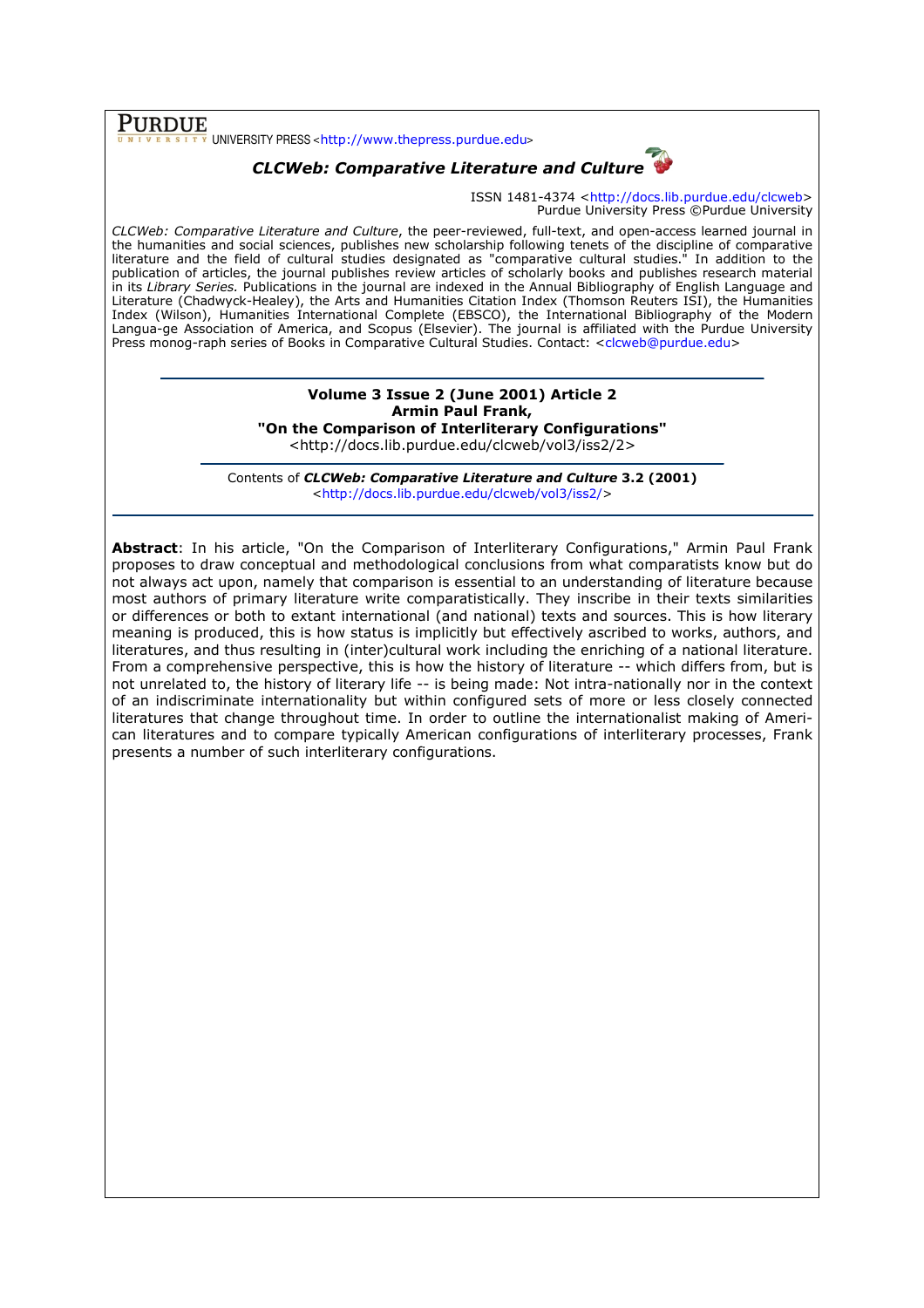PURDUE UNIVERSITY PRESS <http://www.thepress.purdue.edu>

***CLCWeb: Comparative Literature and Culture***

ISSN 1481-4374 <http://docs.lib.purdue.edu/clcweb>
Purdue University Press ©Purdue University

*CLCWeb: Comparative Literature and Culture*, the peer-reviewed, full-text, and open-access learned journal in the humanities and social sciences, publishes new scholarship following tenets of the discipline of comparative literature and the field of cultural studies designated as "comparative cultural studies." In addition to the publication of articles, the journal publishes review articles of scholarly books and publishes research material in its *Library Series.* Publications in the journal are indexed in the Annual Bibliography of English Language and Literature (Chadwyck-Healey), the Arts and Humanities Citation Index (Thomson Reuters ISI), the Humanities Index (Wilson), Humanities International Complete (EBSCO), the International Bibliography of the Modern Langua-ge Association of America, and Scopus (Elsevier). The journal is affiliated with the Purdue University Press monog-raph series of Books in Comparative Cultural Studies. Contact: <clcweb@purdue.edu>

---

**Volume 3 Issue 2 (June 2001) Article 2**
**Armin Paul Frank,**
**"On the Comparison of Interliterary Configurations"**
<http://docs.lib.purdue.edu/clcweb/vol3/iss2/2>

---

Contents of ***CLCWeb: Comparative Literature and Culture* 3.2 (2001)**
<http://docs.lib.purdue.edu/clcweb/vol3/iss2/>

---

**Abstract**: In his article, "On the Comparison of Interliterary Configurations," Armin Paul Frank proposes to draw conceptual and methodological conclusions from what comparatists know but do not always act upon, namely that comparison is essential to an understanding of literature because most authors of primary literature write comparatistically. They inscribe in their texts similarities or differences or both to extant international (and national) texts and sources. This is how literary meaning is produced, this is how status is implicitly but effectively ascribed to works, authors, and literatures, and thus resulting in (inter)cultural work including the enriching of a national literature. From a comprehensive perspective, this is how the history of literature -- which differs from, but is not unrelated to, the history of literary life -- is being made: Not intra-nationally nor in the context of an indiscriminate internationality but within configured sets of more or less closely connected literatures that change throughout time. In order to outline the internationalist making of American literatures and to compare typically American configurations of interliterary processes, Frank presents a number of such interliterary configurations.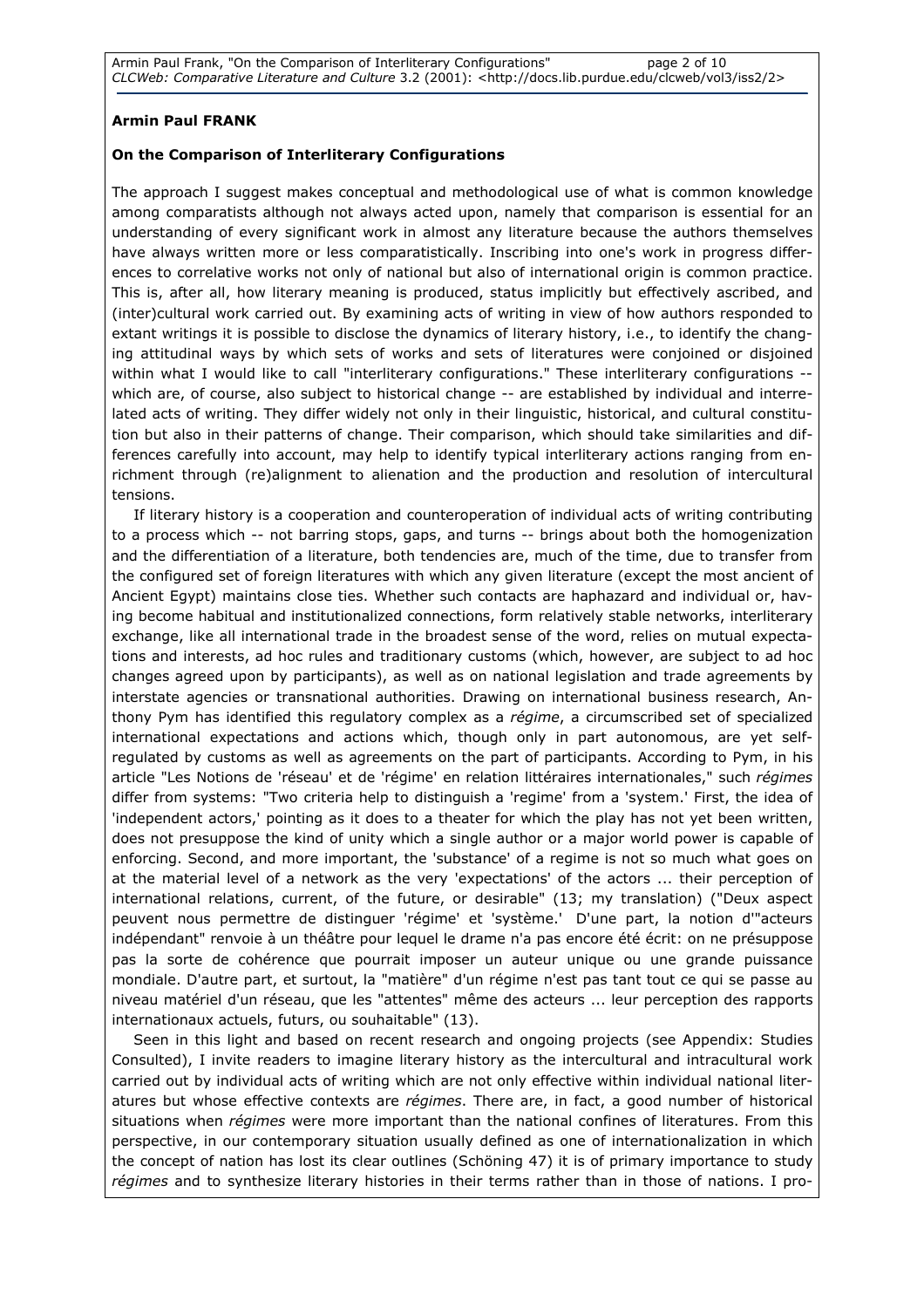**Armin Paul FRANK**

**On the Comparison of Interliterary Configurations**

The approach I suggest makes conceptual and methodological use of what is common knowledge among comparatists although not always acted upon, namely that comparison is essential for an understanding of every significant work in almost any literature because the authors themselves have always written more or less comparatistically. Inscribing into one's work in progress differences to correlative works not only of national but also of international origin is common practice. This is, after all, how literary meaning is produced, status implicitly but effectively ascribed, and (inter)cultural work carried out. By examining acts of writing in view of how authors responded to extant writings it is possible to disclose the dynamics of literary history, i.e., to identify the changing attitudinal ways by which sets of works and sets of literatures were conjoined or disjoined within what I would like to call "interliterary configurations." These interliterary configurations -- which are, of course, also subject to historical change -- are established by individual and interrelated acts of writing. They differ widely not only in their linguistic, historical, and cultural constitution but also in their patterns of change. Their comparison, which should take similarities and differences carefully into account, may help to identify typical interliterary actions ranging from enrichment through (re)alignment to alienation and the production and resolution of intercultural tensions.

If literary history is a cooperation and counteroperation of individual acts of writing contributing to a process which -- not barring stops, gaps, and turns -- brings about both the homogenization and the differentiation of a literature, both tendencies are, much of the time, due to transfer from the configured set of foreign literatures with which any given literature (except the most ancient of Ancient Egypt) maintains close ties. Whether such contacts are haphazard and individual or, having become habitual and institutionalized connections, form relatively stable networks, interliterary exchange, like all international trade in the broadest sense of the word, relies on mutual expectations and interests, ad hoc rules and traditionary customs (which, however, are subject to ad hoc changes agreed upon by participants), as well as on national legislation and trade agreements by interstate agencies or transnational authorities. Drawing on international business research, Anthony Pym has identified this regulatory complex as a *régime*, a circumscribed set of specialized international expectations and actions which, though only in part autonomous, are yet self-regulated by customs as well as agreements on the part of participants. According to Pym, in his article "Les Notions de 'réseau' et de 'régime' en relation littéraires internationales," such *régimes* differ from systems: "Two criteria help to distinguish a 'regime' from a 'system.' First, the idea of 'independent actors,' pointing as it does to a theater for which the play has not yet been written, does not presuppose the kind of unity which a single author or a major world power is capable of enforcing. Second, and more important, the 'substance' of a regime is not so much what goes on at the material level of a network as the very 'expectations' of the actors ... their perception of international relations, current, of the future, or desirable" (13; my translation) ("Deux aspect peuvent nous permettre de distinguer 'régime' et 'système.' D'une part, la notion d'"acteurs indépendant" renvoie à un théâtre pour lequel le drame n'a pas encore été écrit: on ne présuppose pas la sorte de cohérence que pourrait imposer un auteur unique ou une grande puissance mondiale. D'autre part, et surtout, la "matière" d'un régime n'est pas tant tout ce qui se passe au niveau matériel d'un réseau, que les "attentes" même des acteurs ... leur perception des rapports internationaux actuels, futurs, ou souhaitable" (13).

Seen in this light and based on recent research and ongoing projects (see Appendix: Studies Consulted), I invite readers to imagine literary history as the intercultural and intracultural work carried out by individual acts of writing which are not only effective within individual national literatures but whose effective contexts are *régimes*. There are, in fact, a good number of historical situations when *régimes* were more important than the national confines of literatures. From this perspective, in our contemporary situation usually defined as one of internationalization in which the concept of nation has lost its clear outlines (Schöning 47) it is of primary importance to study *régimes* and to synthesize literary histories in their terms rather than in those of nations. I pro-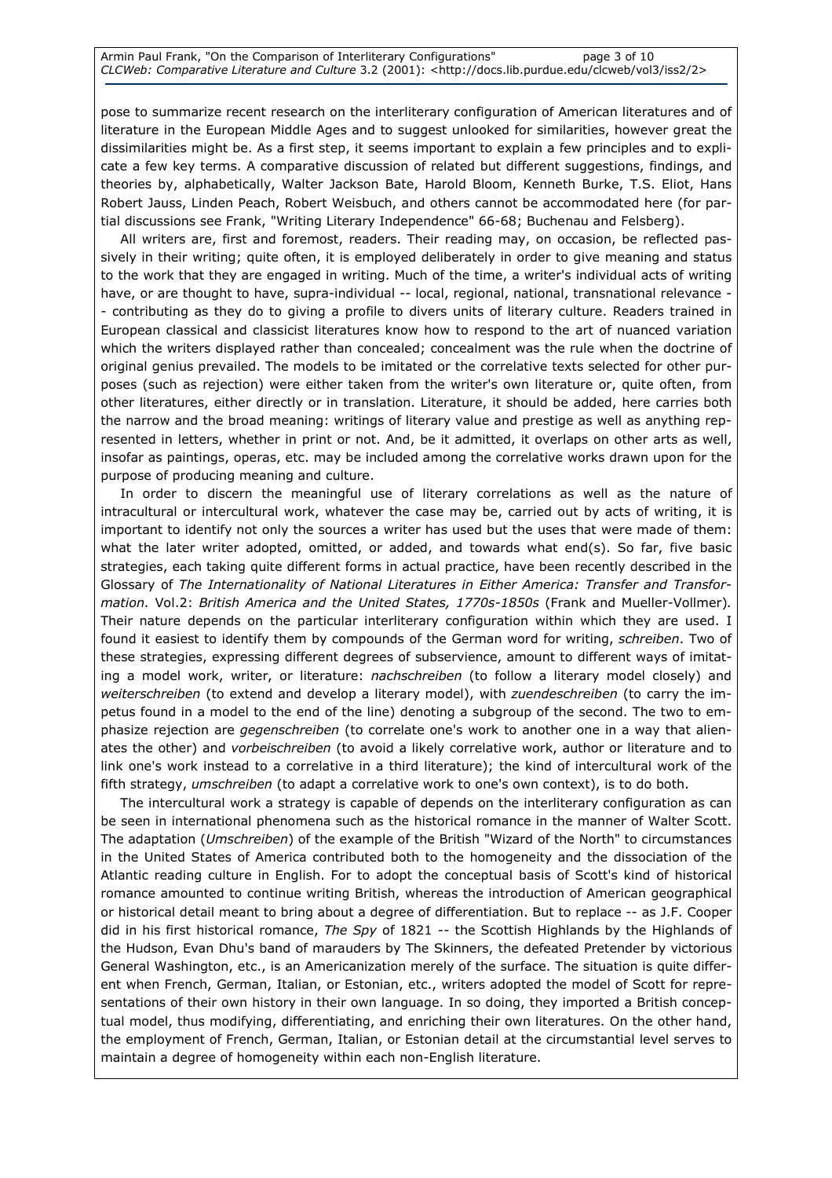pose to summarize recent research on the interliterary configuration of American literatures and of literature in the European Middle Ages and to suggest unlooked for similarities, however great the dissimilarities might be. As a first step, it seems important to explain a few principles and to explicate a few key terms. A comparative discussion of related but different suggestions, findings, and theories by, alphabetically, Walter Jackson Bate, Harold Bloom, Kenneth Burke, T.S. Eliot, Hans Robert Jauss, Linden Peach, Robert Weisbuch, and others cannot be accommodated here (for partial discussions see Frank, "Writing Literary Independence" 66-68; Buchenau and Felsberg).

All writers are, first and foremost, readers. Their reading may, on occasion, be reflected passively in their writing; quite often, it is employed deliberately in order to give meaning and status to the work that they are engaged in writing. Much of the time, a writer's individual acts of writing have, or are thought to have, supra-individual -- local, regional, national, transnational relevance -- contributing as they do to giving a profile to divers units of literary culture. Readers trained in European classical and classicist literatures know how to respond to the art of nuanced variation which the writers displayed rather than concealed; concealment was the rule when the doctrine of original genius prevailed. The models to be imitated or the correlative texts selected for other purposes (such as rejection) were either taken from the writer's own literature or, quite often, from other literatures, either directly or in translation. Literature, it should be added, here carries both the narrow and the broad meaning: writings of literary value and prestige as well as anything represented in letters, whether in print or not. And, be it admitted, it overlaps on other arts as well, insofar as paintings, operas, etc. may be included among the correlative works drawn upon for the purpose of producing meaning and culture.

In order to discern the meaningful use of literary correlations as well as the nature of intracultural or intercultural work, whatever the case may be, carried out by acts of writing, it is important to identify not only the sources a writer has used but the uses that were made of them: what the later writer adopted, omitted, or added, and towards what end(s). So far, five basic strategies, each taking quite different forms in actual practice, have been recently described in the Glossary of *The Internationality of National Literatures in Either America: Transfer and Transformation.* Vol.2: *British America and the United States, 1770s-1850s* (Frank and Mueller-Vollmer). Their nature depends on the particular interliterary configuration within which they are used. I found it easiest to identify them by compounds of the German word for writing, *schreiben*. Two of these strategies, expressing different degrees of subservience, amount to different ways of imitating a model work, writer, or literature: *nachschreiben* (to follow a literary model closely) and *weiterschreiben* (to extend and develop a literary model), with *zuendeschreiben* (to carry the impetus found in a model to the end of the line) denoting a subgroup of the second. The two to emphasize rejection are *gegenschreiben* (to correlate one's work to another one in a way that alienates the other) and *vorbeischreiben* (to avoid a likely correlative work, author or literature and to link one's work instead to a correlative in a third literature); the kind of intercultural work of the fifth strategy, *umschreiben* (to adapt a correlative work to one's own context), is to do both.

The intercultural work a strategy is capable of depends on the interliterary configuration as can be seen in international phenomena such as the historical romance in the manner of Walter Scott. The adaptation (*Umschreiben*) of the example of the British "Wizard of the North" to circumstances in the United States of America contributed both to the homogeneity and the dissociation of the Atlantic reading culture in English. For to adopt the conceptual basis of Scott's kind of historical romance amounted to continue writing British, whereas the introduction of American geographical or historical detail meant to bring about a degree of differentiation. But to replace -- as J.F. Cooper did in his first historical romance, *The Spy* of 1821 -- the Scottish Highlands by the Highlands of the Hudson, Evan Dhu's band of marauders by The Skinners, the defeated Pretender by victorious General Washington, etc., is an Americanization merely of the surface. The situation is quite different when French, German, Italian, or Estonian, etc., writers adopted the model of Scott for representations of their own history in their own language. In so doing, they imported a British conceptual model, thus modifying, differentiating, and enriching their own literatures. On the other hand, the employment of French, German, Italian, or Estonian detail at the circumstantial level serves to maintain a degree of homogeneity within each non-English literature.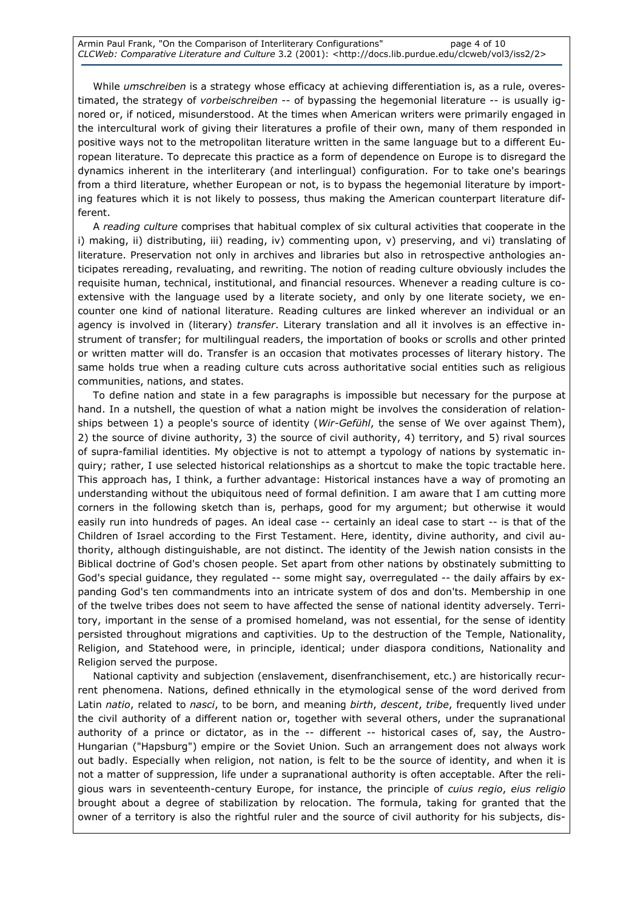While *umschreiben* is a strategy whose efficacy at achieving differentiation is, as a rule, overestimated, the strategy of *vorbeischreiben* -- of bypassing the hegemonial literature -- is usually ignored or, if noticed, misunderstood. At the times when American writers were primarily engaged in the intercultural work of giving their literatures a profile of their own, many of them responded in positive ways not to the metropolitan literature written in the same language but to a different European literature. To deprecate this practice as a form of dependence on Europe is to disregard the dynamics inherent in the interliterary (and interlingual) configuration. For to take one's bearings from a third literature, whether European or not, is to bypass the hegemonial literature by importing features which it is not likely to possess, thus making the American counterpart literature different.

A *reading culture* comprises that habitual complex of six cultural activities that cooperate in the i) making, ii) distributing, iii) reading, iv) commenting upon, v) preserving, and vi) translating of literature. Preservation not only in archives and libraries but also in retrospective anthologies anticipates rereading, revaluating, and rewriting. The notion of reading culture obviously includes the requisite human, technical, institutional, and financial resources. Whenever a reading culture is coextensive with the language used by a literate society, and only by one literate society, we encounter one kind of national literature. Reading cultures are linked wherever an individual or an agency is involved in (literary) *transfer*. Literary translation and all it involves is an effective instrument of transfer; for multilingual readers, the importation of books or scrolls and other printed or written matter will do. Transfer is an occasion that motivates processes of literary history. The same holds true when a reading culture cuts across authoritative social entities such as religious communities, nations, and states.

To define nation and state in a few paragraphs is impossible but necessary for the purpose at hand. In a nutshell, the question of what a nation might be involves the consideration of relationships between 1) a people's source of identity (*Wir-Gefühl*, the sense of We over against Them), 2) the source of divine authority, 3) the source of civil authority, 4) territory, and 5) rival sources of supra-familial identities. My objective is not to attempt a typology of nations by systematic inquiry; rather, I use selected historical relationships as a shortcut to make the topic tractable here. This approach has, I think, a further advantage: Historical instances have a way of promoting an understanding without the ubiquitous need of formal definition. I am aware that I am cutting more corners in the following sketch than is, perhaps, good for my argument; but otherwise it would easily run into hundreds of pages. An ideal case -- certainly an ideal case to start -- is that of the Children of Israel according to the First Testament. Here, identity, divine authority, and civil authority, although distinguishable, are not distinct. The identity of the Jewish nation consists in the Biblical doctrine of God's chosen people. Set apart from other nations by obstinately submitting to God's special guidance, they regulated -- some might say, overregulated -- the daily affairs by expanding God's ten commandments into an intricate system of dos and don'ts. Membership in one of the twelve tribes does not seem to have affected the sense of national identity adversely. Territory, important in the sense of a promised homeland, was not essential, for the sense of identity persisted throughout migrations and captivities. Up to the destruction of the Temple, Nationality, Religion, and Statehood were, in principle, identical; under diaspora conditions, Nationality and Religion served the purpose.

National captivity and subjection (enslavement, disenfranchisement, etc.) are historically recurrent phenomena. Nations, defined ethnically in the etymological sense of the word derived from Latin *natio*, related to *nasci*, to be born, and meaning *birth*, *descent*, *tribe*, frequently lived under the civil authority of a different nation or, together with several others, under the supranational authority of a prince or dictator, as in the -- different -- historical cases of, say, the Austro-Hungarian ("Hapsburg") empire or the Soviet Union. Such an arrangement does not always work out badly. Especially when religion, not nation, is felt to be the source of identity, and when it is not a matter of suppression, life under a supranational authority is often acceptable. After the religious wars in seventeenth-century Europe, for instance, the principle of *cuius regio*, *eius religio* brought about a degree of stabilization by relocation. The formula, taking for granted that the owner of a territory is also the rightful ruler and the source of civil authority for his subjects, dis-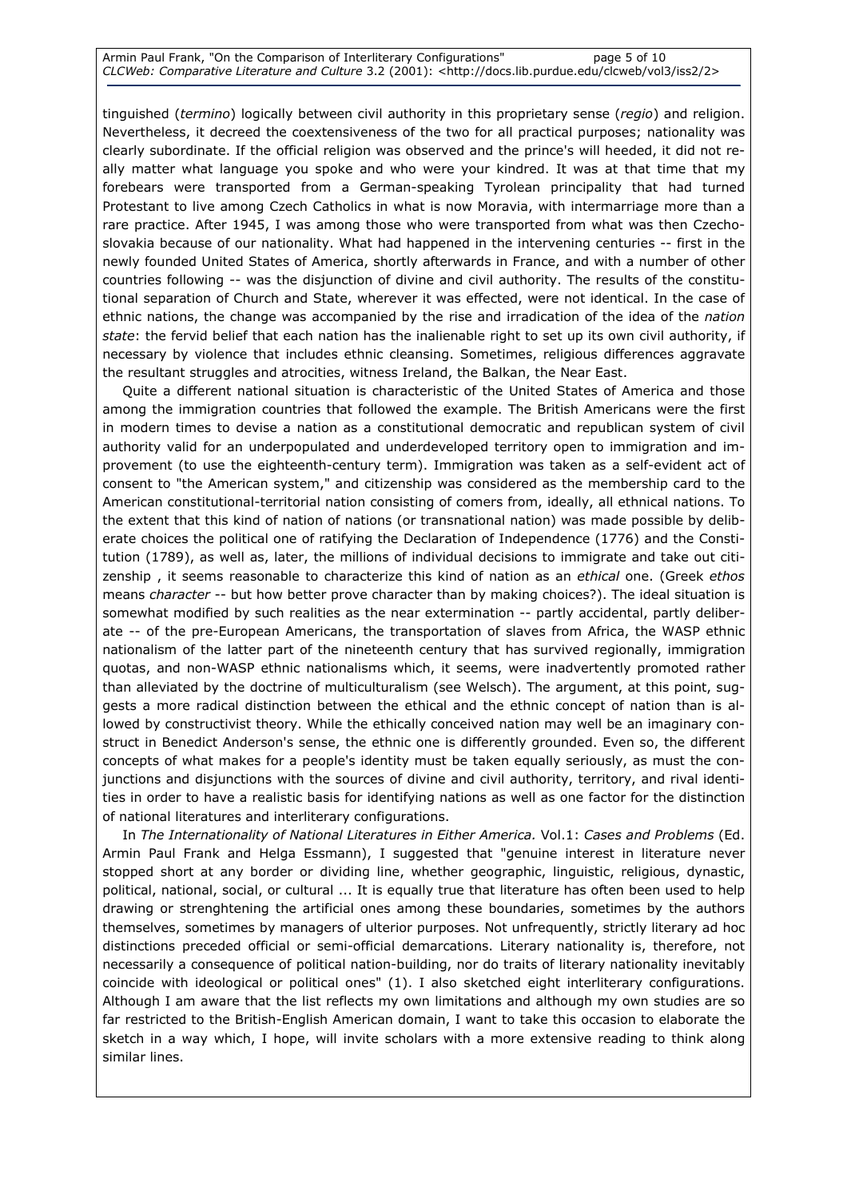tinguished (*termino*) logically between civil authority in this proprietary sense (*regio*) and religion. Nevertheless, it decreed the coextensiveness of the two for all practical purposes; nationality was clearly subordinate. If the official religion was observed and the prince's will heeded, it did not really matter what language you spoke and who were your kindred. It was at that time that my forebears were transported from a German-speaking Tyrolean principality that had turned Protestant to live among Czech Catholics in what is now Moravia, with intermarriage more than a rare practice. After 1945, I was among those who were transported from what was then Czechoslovakia because of our nationality. What had happened in the intervening centuries -- first in the newly founded United States of America, shortly afterwards in France, and with a number of other countries following -- was the disjunction of divine and civil authority. The results of the constitutional separation of Church and State, wherever it was effected, were not identical. In the case of ethnic nations, the change was accompanied by the rise and irradication of the idea of the *nation state*: the fervid belief that each nation has the inalienable right to set up its own civil authority, if necessary by violence that includes ethnic cleansing. Sometimes, religious differences aggravate the resultant struggles and atrocities, witness Ireland, the Balkan, the Near East.

Quite a different national situation is characteristic of the United States of America and those among the immigration countries that followed the example. The British Americans were the first in modern times to devise a nation as a constitutional democratic and republican system of civil authority valid for an underpopulated and underdeveloped territory open to immigration and improvement (to use the eighteenth-century term). Immigration was taken as a self-evident act of consent to "the American system," and citizenship was considered as the membership card to the American constitutional-territorial nation consisting of comers from, ideally, all ethnical nations. To the extent that this kind of nation of nations (or transnational nation) was made possible by deliberate choices the political one of ratifying the Declaration of Independence (1776) and the Constitution (1789), as well as, later, the millions of individual decisions to immigrate and take out citizenship , it seems reasonable to characterize this kind of nation as an *ethical* one. (Greek *ethos* means *character* -- but how better prove character than by making choices?). The ideal situation is somewhat modified by such realities as the near extermination -- partly accidental, partly deliberate -- of the pre-European Americans, the transportation of slaves from Africa, the WASP ethnic nationalism of the latter part of the nineteenth century that has survived regionally, immigration quotas, and non-WASP ethnic nationalisms which, it seems, were inadvertently promoted rather than alleviated by the doctrine of multiculturalism (see Welsch). The argument, at this point, suggests a more radical distinction between the ethical and the ethnic concept of nation than is allowed by constructivist theory. While the ethically conceived nation may well be an imaginary construct in Benedict Anderson's sense, the ethnic one is differently grounded. Even so, the different concepts of what makes for a people's identity must be taken equally seriously, as must the conjunctions and disjunctions with the sources of divine and civil authority, territory, and rival identities in order to have a realistic basis for identifying nations as well as one factor for the distinction of national literatures and interliterary configurations.

In *The Internationality of National Literatures in Either America.* Vol.1: *Cases and Problems* (Ed. Armin Paul Frank and Helga Essmann), I suggested that "genuine interest in literature never stopped short at any border or dividing line, whether geographic, linguistic, religious, dynastic, political, national, social, or cultural ... It is equally true that literature has often been used to help drawing or strenghtening the artificial ones among these boundaries, sometimes by the authors themselves, sometimes by managers of ulterior purposes. Not unfrequently, strictly literary ad hoc distinctions preceded official or semi-official demarcations. Literary nationality is, therefore, not necessarily a consequence of political nation-building, nor do traits of literary nationality inevitably coincide with ideological or political ones" (1). I also sketched eight interliterary configurations. Although I am aware that the list reflects my own limitations and although my own studies are so far restricted to the British-English American domain, I want to take this occasion to elaborate the sketch in a way which, I hope, will invite scholars with a more extensive reading to think along similar lines.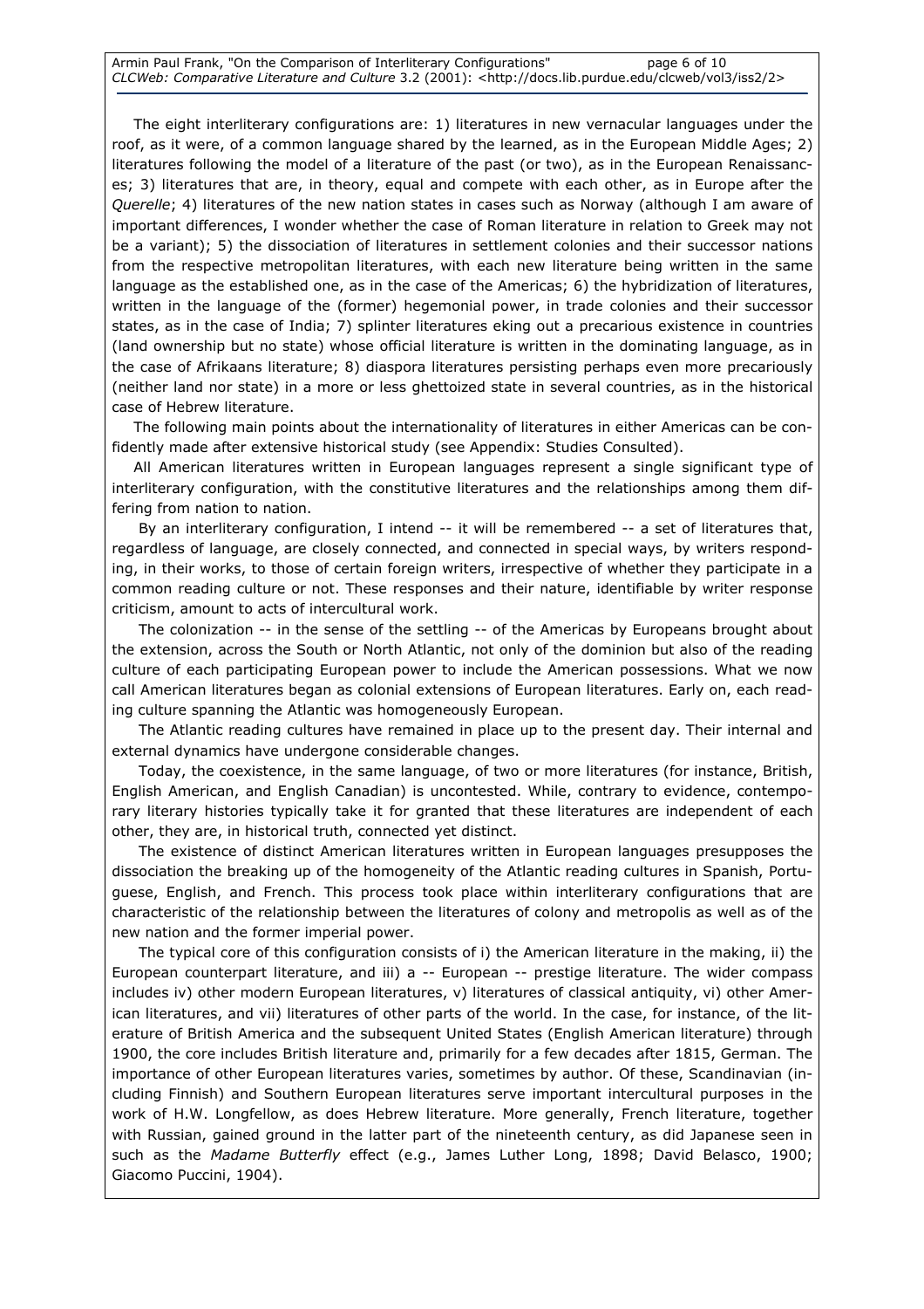The eight interliterary configurations are: 1) literatures in new vernacular languages under the roof, as it were, of a common language shared by the learned, as in the European Middle Ages; 2) literatures following the model of a literature of the past (or two), as in the European Renaissances; 3) literatures that are, in theory, equal and compete with each other, as in Europe after the *Querelle*; 4) literatures of the new nation states in cases such as Norway (although I am aware of important differences, I wonder whether the case of Roman literature in relation to Greek may not be a variant); 5) the dissociation of literatures in settlement colonies and their successor nations from the respective metropolitan literatures, with each new literature being written in the same language as the established one, as in the case of the Americas; 6) the hybridization of literatures, written in the language of the (former) hegemonial power, in trade colonies and their successor states, as in the case of India; 7) splinter literatures eking out a precarious existence in countries (land ownership but no state) whose official literature is written in the dominating language, as in the case of Afrikaans literature; 8) diaspora literatures persisting perhaps even more precariously (neither land nor state) in a more or less ghettoized state in several countries, as in the historical case of Hebrew literature.

The following main points about the internationality of literatures in either Americas can be confidently made after extensive historical study (see Appendix: Studies Consulted).

All American literatures written in European languages represent a single significant type of interliterary configuration, with the constitutive literatures and the relationships among them differing from nation to nation.

By an interliterary configuration, I intend -- it will be remembered -- a set of literatures that, regardless of language, are closely connected, and connected in special ways, by writers responding, in their works, to those of certain foreign writers, irrespective of whether they participate in a common reading culture or not. These responses and their nature, identifiable by writer response criticism, amount to acts of intercultural work.

The colonization -- in the sense of the settling -- of the Americas by Europeans brought about the extension, across the South or North Atlantic, not only of the dominion but also of the reading culture of each participating European power to include the American possessions. What we now call American literatures began as colonial extensions of European literatures. Early on, each reading culture spanning the Atlantic was homogeneously European.

The Atlantic reading cultures have remained in place up to the present day. Their internal and external dynamics have undergone considerable changes.

Today, the coexistence, in the same language, of two or more literatures (for instance, British, English American, and English Canadian) is uncontested. While, contrary to evidence, contemporary literary histories typically take it for granted that these literatures are independent of each other, they are, in historical truth, connected yet distinct.

The existence of distinct American literatures written in European languages presupposes the dissociation the breaking up of the homogeneity of the Atlantic reading cultures in Spanish, Portuguese, English, and French. This process took place within interliterary configurations that are characteristic of the relationship between the literatures of colony and metropolis as well as of the new nation and the former imperial power.

The typical core of this configuration consists of i) the American literature in the making, ii) the European counterpart literature, and iii) a -- European -- prestige literature. The wider compass includes iv) other modern European literatures, v) literatures of classical antiquity, vi) other American literatures, and vii) literatures of other parts of the world. In the case, for instance, of the literature of British America and the subsequent United States (English American literature) through 1900, the core includes British literature and, primarily for a few decades after 1815, German. The importance of other European literatures varies, sometimes by author. Of these, Scandinavian (including Finnish) and Southern European literatures serve important intercultural purposes in the work of H.W. Longfellow, as does Hebrew literature. More generally, French literature, together with Russian, gained ground in the latter part of the nineteenth century, as did Japanese seen in such as the *Madame Butterfly* effect (e.g., James Luther Long, 1898; David Belasco, 1900; Giacomo Puccini, 1904).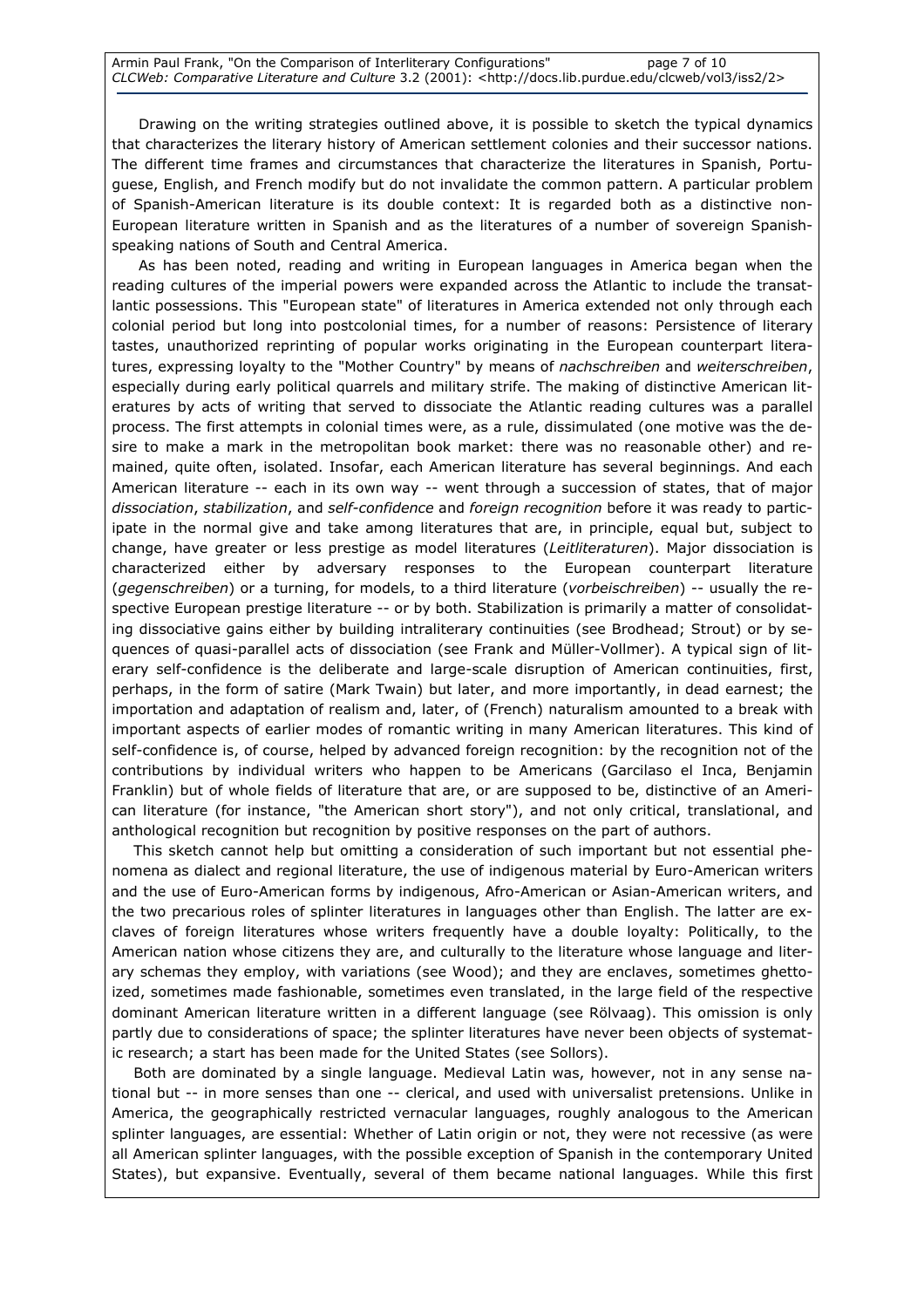Drawing on the writing strategies outlined above, it is possible to sketch the typical dynamics that characterizes the literary history of American settlement colonies and their successor nations. The different time frames and circumstances that characterize the literatures in Spanish, Portuguese, English, and French modify but do not invalidate the common pattern. A particular problem of Spanish-American literature is its double context: It is regarded both as a distinctive non-European literature written in Spanish and as the literatures of a number of sovereign Spanish-speaking nations of South and Central America.

As has been noted, reading and writing in European languages in America began when the reading cultures of the imperial powers were expanded across the Atlantic to include the transatlantic possessions. This "European state" of literatures in America extended not only through each colonial period but long into postcolonial times, for a number of reasons: Persistence of literary tastes, unauthorized reprinting of popular works originating in the European counterpart literatures, expressing loyalty to the "Mother Country" by means of *nachschreiben* and *weiterschreiben*, especially during early political quarrels and military strife. The making of distinctive American literatures by acts of writing that served to dissociate the Atlantic reading cultures was a parallel process. The first attempts in colonial times were, as a rule, dissimulated (one motive was the desire to make a mark in the metropolitan book market: there was no reasonable other) and remained, quite often, isolated. Insofar, each American literature has several beginnings. And each American literature -- each in its own way -- went through a succession of states, that of major *dissociation*, *stabilization*, and *self-confidence* and *foreign recognition* before it was ready to participate in the normal give and take among literatures that are, in principle, equal but, subject to change, have greater or less prestige as model literatures (*Leitliteraturen*). Major dissociation is characterized either by adversary responses to the European counterpart literature (*gegenschreiben*) or a turning, for models, to a third literature (*vorbeischreiben*) -- usually the respective European prestige literature -- or by both. Stabilization is primarily a matter of consolidating dissociative gains either by building intraliterary continuities (see Brodhead; Strout) or by sequences of quasi-parallel acts of dissociation (see Frank and Müller-Vollmer). A typical sign of literary self-confidence is the deliberate and large-scale disruption of American continuities, first, perhaps, in the form of satire (Mark Twain) but later, and more importantly, in dead earnest; the importation and adaptation of realism and, later, of (French) naturalism amounted to a break with important aspects of earlier modes of romantic writing in many American literatures. This kind of self-confidence is, of course, helped by advanced foreign recognition: by the recognition not of the contributions by individual writers who happen to be Americans (Garcilaso el Inca, Benjamin Franklin) but of whole fields of literature that are, or are supposed to be, distinctive of an American literature (for instance, "the American short story"), and not only critical, translational, and anthological recognition but recognition by positive responses on the part of authors.

This sketch cannot help but omitting a consideration of such important but not essential phenomena as dialect and regional literature, the use of indigenous material by Euro-American writers and the use of Euro-American forms by indigenous, Afro-American or Asian-American writers, and the two precarious roles of splinter literatures in languages other than English. The latter are exclaves of foreign literatures whose writers frequently have a double loyalty: Politically, to the American nation whose citizens they are, and culturally to the literature whose language and literary schemas they employ, with variations (see Wood); and they are enclaves, sometimes ghettoized, sometimes made fashionable, sometimes even translated, in the large field of the respective dominant American literature written in a different language (see Rölvaag). This omission is only partly due to considerations of space; the splinter literatures have never been objects of systematic research; a start has been made for the United States (see Sollors).

Both are dominated by a single language. Medieval Latin was, however, not in any sense national but -- in more senses than one -- clerical, and used with universalist pretensions. Unlike in America, the geographically restricted vernacular languages, roughly analogous to the American splinter languages, are essential: Whether of Latin origin or not, they were not recessive (as were all American splinter languages, with the possible exception of Spanish in the contemporary United States), but expansive. Eventually, several of them became national languages. While this first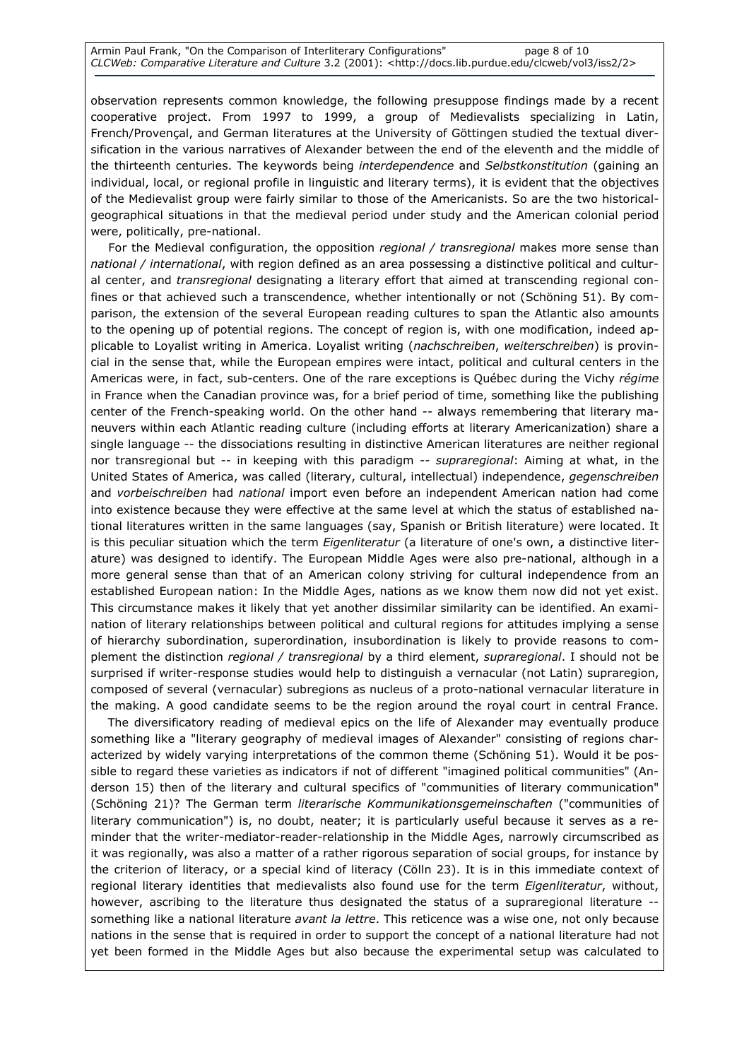observation represents common knowledge, the following presuppose findings made by a recent cooperative project. From 1997 to 1999, a group of Medievalists specializing in Latin, French/Provençal, and German literatures at the University of Göttingen studied the textual diversification in the various narratives of Alexander between the end of the eleventh and the middle of the thirteenth centuries. The keywords being *interdependence* and *Selbstkonstitution* (gaining an individual, local, or regional profile in linguistic and literary terms), it is evident that the objectives of the Medievalist group were fairly similar to those of the Americanists. So are the two historical-geographical situations in that the medieval period under study and the American colonial period were, politically, pre-national.

For the Medieval configuration, the opposition *regional / transregional* makes more sense than *national / international*, with region defined as an area possessing a distinctive political and cultural center, and *transregional* designating a literary effort that aimed at transcending regional confines or that achieved such a transcendence, whether intentionally or not (Schöning 51). By comparison, the extension of the several European reading cultures to span the Atlantic also amounts to the opening up of potential regions. The concept of region is, with one modification, indeed applicable to Loyalist writing in America. Loyalist writing (*nachschreiben*, *weiterschreiben*) is provincial in the sense that, while the European empires were intact, political and cultural centers in the Americas were, in fact, sub-centers. One of the rare exceptions is Québec during the Vichy *régime* in France when the Canadian province was, for a brief period of time, something like the publishing center of the French-speaking world. On the other hand -- always remembering that literary maneuvers within each Atlantic reading culture (including efforts at literary Americanization) share a single language -- the dissociations resulting in distinctive American literatures are neither regional nor transregional but -- in keeping with this paradigm -- *supraregional*: Aiming at what, in the United States of America, was called (literary, cultural, intellectual) independence, *gegenschreiben* and *vorbeischreiben* had *national* import even before an independent American nation had come into existence because they were effective at the same level at which the status of established national literatures written in the same languages (say, Spanish or British literature) were located. It is this peculiar situation which the term *Eigenliteratur* (a literature of one's own, a distinctive literature) was designed to identify. The European Middle Ages were also pre-national, although in a more general sense than that of an American colony striving for cultural independence from an established European nation: In the Middle Ages, nations as we know them now did not yet exist. This circumstance makes it likely that yet another dissimilar similarity can be identified. An examination of literary relationships between political and cultural regions for attitudes implying a sense of hierarchy subordination, superordination, insubordination is likely to provide reasons to complement the distinction *regional / transregional* by a third element, *supraregional*. I should not be surprised if writer-response studies would help to distinguish a vernacular (not Latin) supraregion, composed of several (vernacular) subregions as nucleus of a proto-national vernacular literature in the making. A good candidate seems to be the region around the royal court in central France.

The diversificatory reading of medieval epics on the life of Alexander may eventually produce something like a "literary geography of medieval images of Alexander" consisting of regions characterized by widely varying interpretations of the common theme (Schöning 51). Would it be possible to regard these varieties as indicators if not of different "imagined political communities" (Anderson 15) then of the literary and cultural specifics of "communities of literary communication" (Schöning 21)? The German term *literarische Kommunikationsgemeinschaften* ("communities of literary communication") is, no doubt, neater; it is particularly useful because it serves as a reminder that the writer-mediator-reader-relationship in the Middle Ages, narrowly circumscribed as it was regionally, was also a matter of a rather rigorous separation of social groups, for instance by the criterion of literacy, or a special kind of literacy (Cölln 23). It is in this immediate context of regional literary identities that medievalists also found use for the term *Eigenliteratur*, without, however, ascribing to the literature thus designated the status of a supraregional literature -- something like a national literature *avant la lettre*. This reticence was a wise one, not only because nations in the sense that is required in order to support the concept of a national literature had not yet been formed in the Middle Ages but also because the experimental setup was calculated to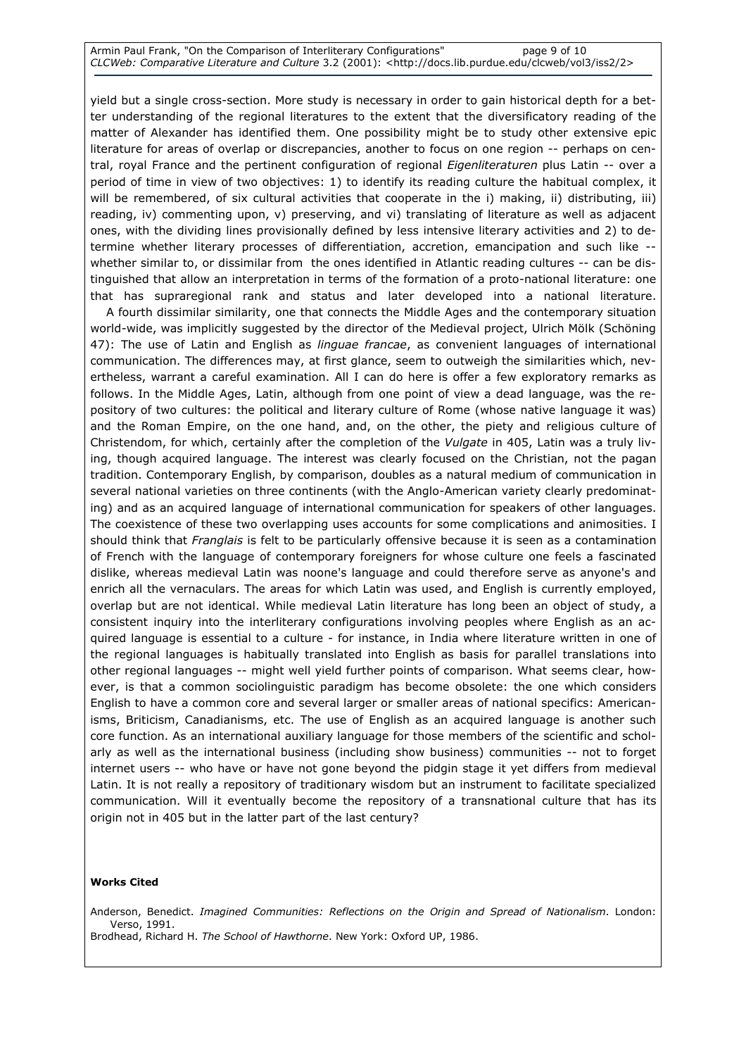yield but a single cross-section. More study is necessary in order to gain historical depth for a better understanding of the regional literatures to the extent that the diversificatory reading of the matter of Alexander has identified them. One possibility might be to study other extensive epic literature for areas of overlap or discrepancies, another to focus on one region -- perhaps on central, royal France and the pertinent configuration of regional *Eigenliteraturen* plus Latin -- over a period of time in view of two objectives: 1) to identify its reading culture the habitual complex, it will be remembered, of six cultural activities that cooperate in the i) making, ii) distributing, iii) reading, iv) commenting upon, v) preserving, and vi) translating of literature as well as adjacent ones, with the dividing lines provisionally defined by less intensive literary activities and 2) to determine whether literary processes of differentiation, accretion, emancipation and such like -- whether similar to, or dissimilar from the ones identified in Atlantic reading cultures -- can be distinguished that allow an interpretation in terms of the formation of a proto-national literature: one that has supraregional rank and status and later developed into a national literature.

A fourth dissimilar similarity, one that connects the Middle Ages and the contemporary situation world-wide, was implicitly suggested by the director of the Medieval project, Ulrich Mölk (Schöning 47): The use of Latin and English as *linguae francae*, as convenient languages of international communication. The differences may, at first glance, seem to outweigh the similarities which, nevertheless, warrant a careful examination. All I can do here is offer a few exploratory remarks as follows. In the Middle Ages, Latin, although from one point of view a dead language, was the repository of two cultures: the political and literary culture of Rome (whose native language it was) and the Roman Empire, on the one hand, and, on the other, the piety and religious culture of Christendom, for which, certainly after the completion of the *Vulgate* in 405, Latin was a truly living, though acquired language. The interest was clearly focused on the Christian, not the pagan tradition. Contemporary English, by comparison, doubles as a natural medium of communication in several national varieties on three continents (with the Anglo-American variety clearly predominating) and as an acquired language of international communication for speakers of other languages. The coexistence of these two overlapping uses accounts for some complications and animosities. I should think that *Franglais* is felt to be particularly offensive because it is seen as a contamination of French with the language of contemporary foreigners for whose culture one feels a fascinated dislike, whereas medieval Latin was noone's language and could therefore serve as anyone's and enrich all the vernaculars. The areas for which Latin was used, and English is currently employed, overlap but are not identical. While medieval Latin literature has long been an object of study, a consistent inquiry into the interliterary configurations involving peoples where English as an acquired language is essential to a culture - for instance, in India where literature written in one of the regional languages is habitually translated into English as basis for parallel translations into other regional languages -- might well yield further points of comparison. What seems clear, however, is that a common sociolinguistic paradigm has become obsolete: the one which considers English to have a common core and several larger or smaller areas of national specifics: Americanisms, Briticism, Canadianisms, etc. The use of English as an acquired language is another such core function. As an international auxiliary language for those members of the scientific and scholarly as well as the international business (including show business) communities -- not to forget internet users -- who have or have not gone beyond the pidgin stage it yet differs from medieval Latin. It is not really a repository of traditionary wisdom but an instrument to facilitate specialized communication. Will it eventually become the repository of a transnational culture that has its origin not in 405 but in the latter part of the last century?

**Works Cited**

Anderson, Benedict. *Imagined Communities: Reflections on the Origin and Spread of Nationalism*. London: Verso, 1991.

Brodhead, Richard H. *The School of Hawthorne*. New York: Oxford UP, 1986.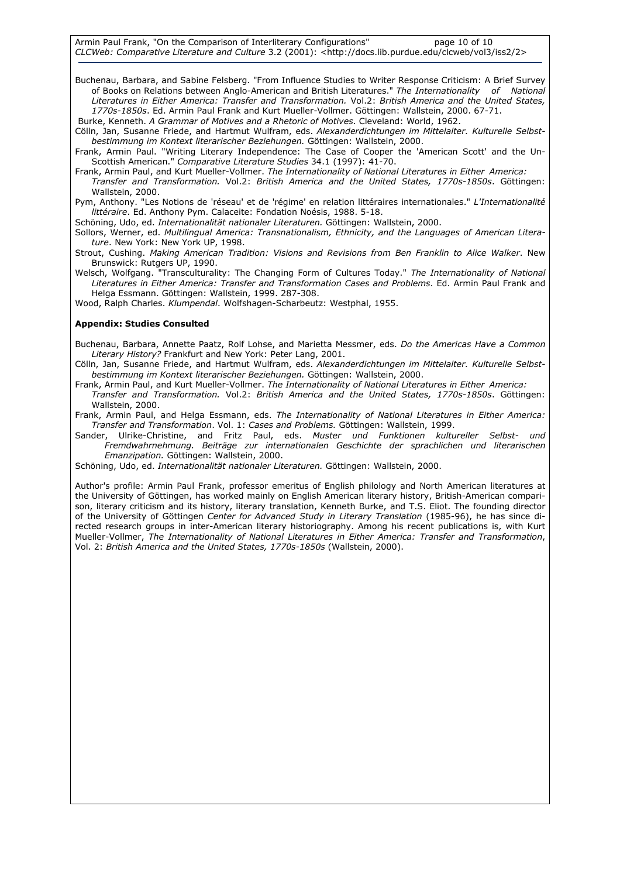Buchenau, Barbara, and Sabine Felsberg. "From Influence Studies to Writer Response Criticism: A Brief Survey of Books on Relations between Anglo-American and British Literatures." *The Internationality of National Literatures in Either America: Transfer and Transformation.* Vol.2: *British America and the United States, 1770s-1850s*. Ed. Armin Paul Frank and Kurt Mueller-Vollmer. Göttingen: Wallstein, 2000. 67-71.

Burke, Kenneth. *A Grammar of Motives and a Rhetoric of Motives*. Cleveland: World, 1962.

Cölln, Jan, Susanne Friede, and Hartmut Wulfram, eds. *Alexanderdichtungen im Mittelalter. Kulturelle Selbstbestimmung im Kontext literarischer Beziehungen.* Göttingen: Wallstein, 2000.

Frank, Armin Paul. "Writing Literary Independence: The Case of Cooper the 'American Scott' and the Un-Scottish American." *Comparative Literature Studies* 34.1 (1997): 41-70.

Frank, Armin Paul, and Kurt Mueller-Vollmer. *The Internationality of National Literatures in Either America: Transfer and Transformation.* Vol.2: *British America and the United States, 1770s-1850s*. Göttingen: Wallstein, 2000.

Pym, Anthony. "Les Notions de 'réseau' et de 'régime' en relation littéraires internationales." *L'Internationalité littéraire*. Ed. Anthony Pym. Calaceite: Fondation Noésis, 1988. 5-18.

Schöning, Udo, ed. *Internationalität nationaler Literaturen.* Göttingen: Wallstein, 2000.

Sollors, Werner, ed. *Multilingual America: Transnationalism, Ethnicity, and the Languages of American Literature*. New York: New York UP, 1998.

Strout, Cushing. *Making American Tradition: Visions and Revisions from Ben Franklin to Alice Walker*. New Brunswick: Rutgers UP, 1990.

Welsch, Wolfgang. "Transculturality: The Changing Form of Cultures Today." *The Internationality of National Literatures in Either America: Transfer and Transformation Cases and Problems*. Ed. Armin Paul Frank and Helga Essmann. Göttingen: Wallstein, 1999. 287-308.

Wood, Ralph Charles. *Klumpendal*. Wolfshagen-Scharbeutz: Westphal, 1955.

**Appendix: Studies Consulted**

Buchenau, Barbara, Annette Paatz, Rolf Lohse, and Marietta Messmer, eds. *Do the Americas Have a Common Literary History?* Frankfurt and New York: Peter Lang, 2001.

Cölln, Jan, Susanne Friede, and Hartmut Wulfram, eds. *Alexanderdichtungen im Mittelalter. Kulturelle Selbstbestimmung im Kontext literarischer Beziehungen.* Göttingen: Wallstein, 2000.

Frank, Armin Paul, and Kurt Mueller-Vollmer. *The Internationality of National Literatures in Either America: Transfer and Transformation.* Vol.2: *British America and the United States, 1770s-1850s*. Göttingen: Wallstein, 2000.

Frank, Armin Paul, and Helga Essmann, eds. *The Internationality of National Literatures in Either America: Transfer and Transformation*. Vol. 1: *Cases and Problems.* Göttingen: Wallstein, 1999.

Sander, Ulrike-Christine, and Fritz Paul, eds. *Muster und Funktionen kultureller Selbst- und Fremdwahrnehmung. Beiträge zur internationalen Geschichte der sprachlichen und literarischen Emanzipation.* Göttingen: Wallstein, 2000.

Schöning, Udo, ed. *Internationalität nationaler Literaturen.* Göttingen: Wallstein, 2000.

Author's profile: Armin Paul Frank, professor emeritus of English philology and North American literatures at the University of Göttingen, has worked mainly on English American literary history, British-American comparison, literary criticism and its history, literary translation, Kenneth Burke, and T.S. Eliot. The founding director of the University of Göttingen *Center for Advanced Study in Literary Translation* (1985-96), he has since directed research groups in inter-American literary historiography. Among his recent publications is, with Kurt Mueller-Vollmer, *The Internationality of National Literatures in Either America: Transfer and Transformation*, Vol. 2: *British America and the United States, 1770s-1850s* (Wallstein, 2000).